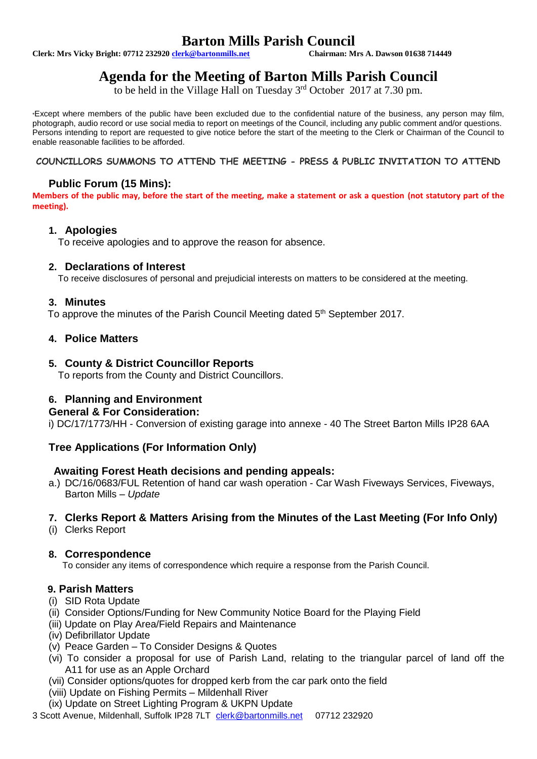# Barton Mills Parish Council

**Clerk: Mrs Vicky Bright: 07712 232920 clerk@bartonmills.net** **Chairman: Mrs A. Dawson 01638 714449**

## Agenda for the Meeting of Barton Mills Parish Council

to be held in the Village Hall on Tuesday 3rd October 2017 at 7.30 pm.

•Except where members of the public have been excluded due to the confidential nature of the business, any person may film, photograph, audio record or use social media to report on meetings of the Council, including any public comment and/or questions. Persons intending to report are requested to give notice before the start of the meeting to the Clerk or Chairman of the Council to enable reasonable facilities to be afforded.

**COUNCILLORS SUMMONS TO ATTEND THE MEETING - PRESS & PUBLIC INVITATION TO ATTEND**

### Public Forum (15 Mins):

**Members of the public may, before the start of the meeting, make a statement or ask a question (not statutory part of the meeting).**

### 1. Apologies

To receive apologies and to approve the reason for absence.

### 2. Declarations of Interest

To receive disclosures of personal and prejudicial interests on matters to be considered at the meeting.

### 3. Minutes

To approve the minutes of the Parish Council Meeting dated 5th September 2017.

### 4. Police Matters

### 5. County & District Councillor Reports

To reports from the County and District Councillors.

### 6. Planning and Environment

**General & For Consideration:**

i) DC/17/1773/HH - Conversion of existing garage into annexe - 40 The Street Barton Mills IP28 6AA

**Tree Applications (For Information Only)**

**Awaiting Forest Heath decisions and pending appeals:**

a.) DC/16/0683/FUL Retention of hand car wash operation - Car Wash Fiveways Services, Fiveways, Barton Mills – *Update*

### 7. Clerks Report & Matters Arising from the Minutes of the Last Meeting (For Info Only)

(i) Clerks Report

### 8. Correspondence

To consider any items of correspondence which require a response from the Parish Council.

### 9. Parish Matters

(i) SID Rota Update
(ii) Consider Options/Funding for New Community Notice Board for the Playing Field
(iii) Update on Play Area/Field Repairs and Maintenance
(iv) Defibrillator Update
(v) Peace Garden – To Consider Designs & Quotes
(vi) To consider a proposal for use of Parish Land, relating to the triangular parcel of land off the A11 for use as an Apple Orchard
(vii) Consider options/quotes for dropped kerb from the car park onto the field
(viii) Update on Fishing Permits – Mildenhall River
(ix) Update on Street Lighting Program & UKPN Update

3 Scott Avenue, Mildenhall, Suffolk IP28 7LT clerk@bartonmills.net 07712 232920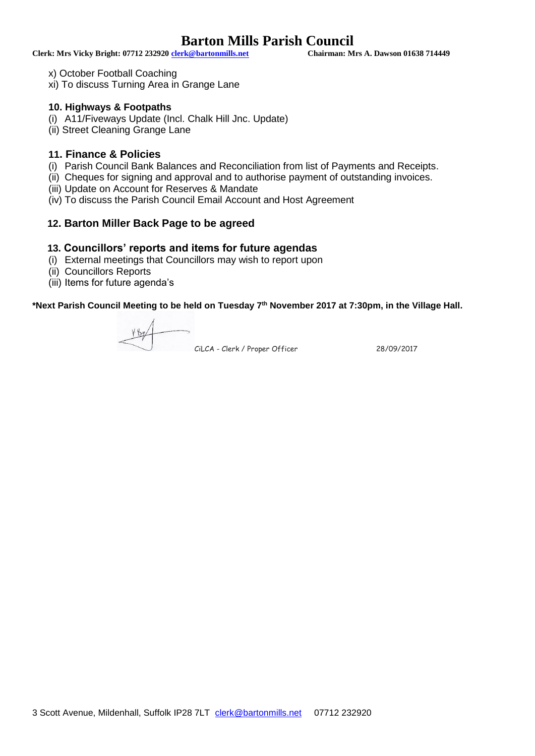# Barton Mills Parish Council

**Clerk: Mrs Vicky Bright: 07712 232920 clerk@bartonmills.net** **Chairman: Mrs A. Dawson 01638 714449**

x) October Football Coaching
xi) To discuss Turning Area in Grange Lane

**10. Highways & Footpaths**

(i) A11/Fiveways Update (Incl. Chalk Hill Jnc. Update)
(ii) Street Cleaning Grange Lane

**11. Finance & Policies**

(i) Parish Council Bank Balances and Reconciliation from list of Payments and Receipts.
(ii) Cheques for signing and approval and to authorise payment of outstanding invoices.
(iii) Update on Account for Reserves & Mandate
(iv) To discuss the Parish Council Email Account and Host Agreement

**12. Barton Miller Back Page to be agreed**

**13. Councillors' reports and items for future agendas**

(i) External meetings that Councillors may wish to report upon
(ii) Councillors Reports
(iii) Items for future agenda's

**\*Next Parish Council Meeting to be held on Tuesday 7th November 2017 at 7:30pm, in the Village Hall.**

CiLCA - Clerk / Proper Officer 28/09/2017

3 Scott Avenue, Mildenhall, Suffolk IP28 7LT clerk@bartonmills.net 07712 232920